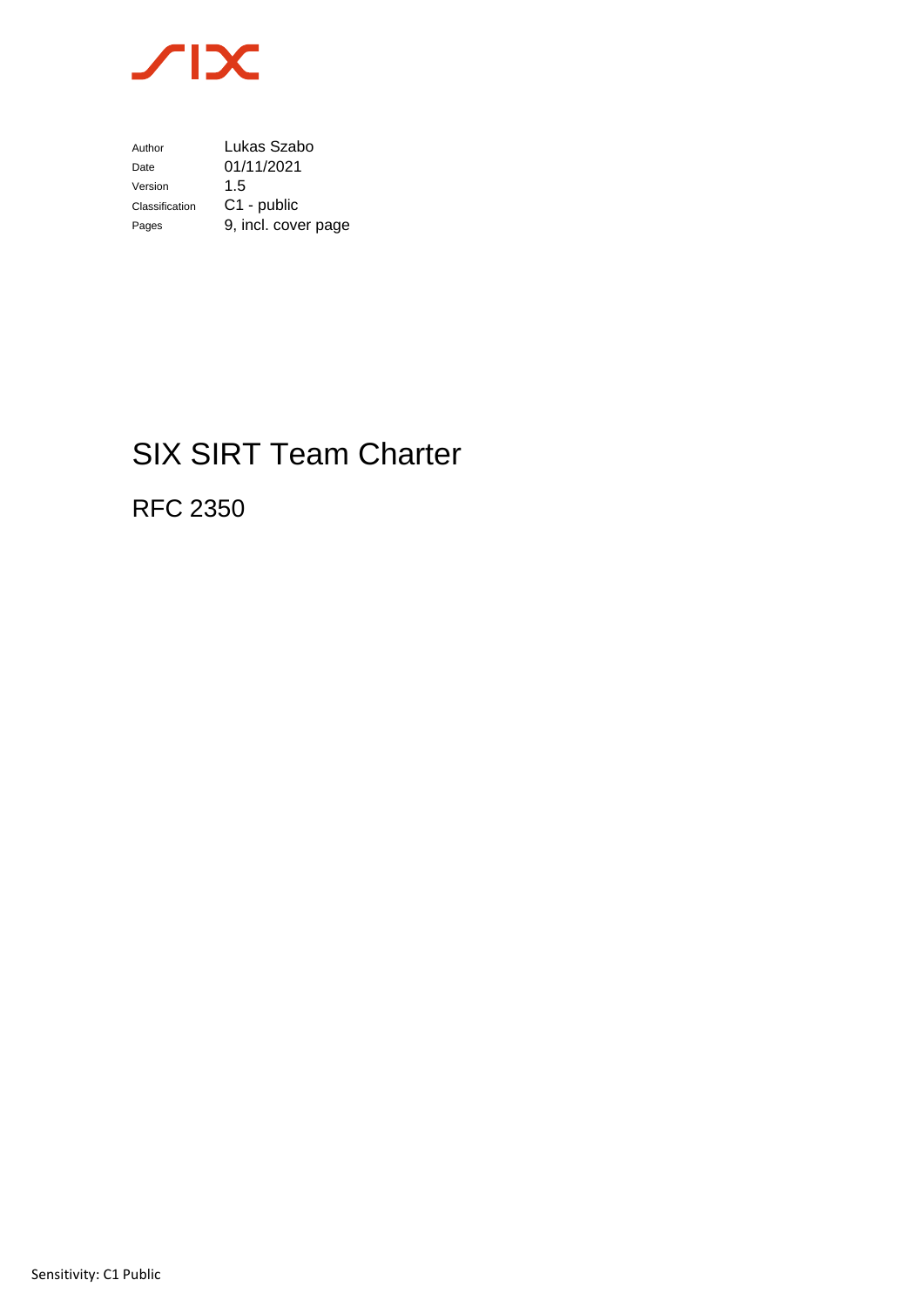| | |
|---|---|
| Author | Lukas Szabo |
| Date | 01/11/2021 |
| Version | 1.5 |
| Classification | C1 - public |
| Pages | 9, incl. cover page |

# SIX SIRT Team Charter

## RFC 2350

Sensitivity: C1 Public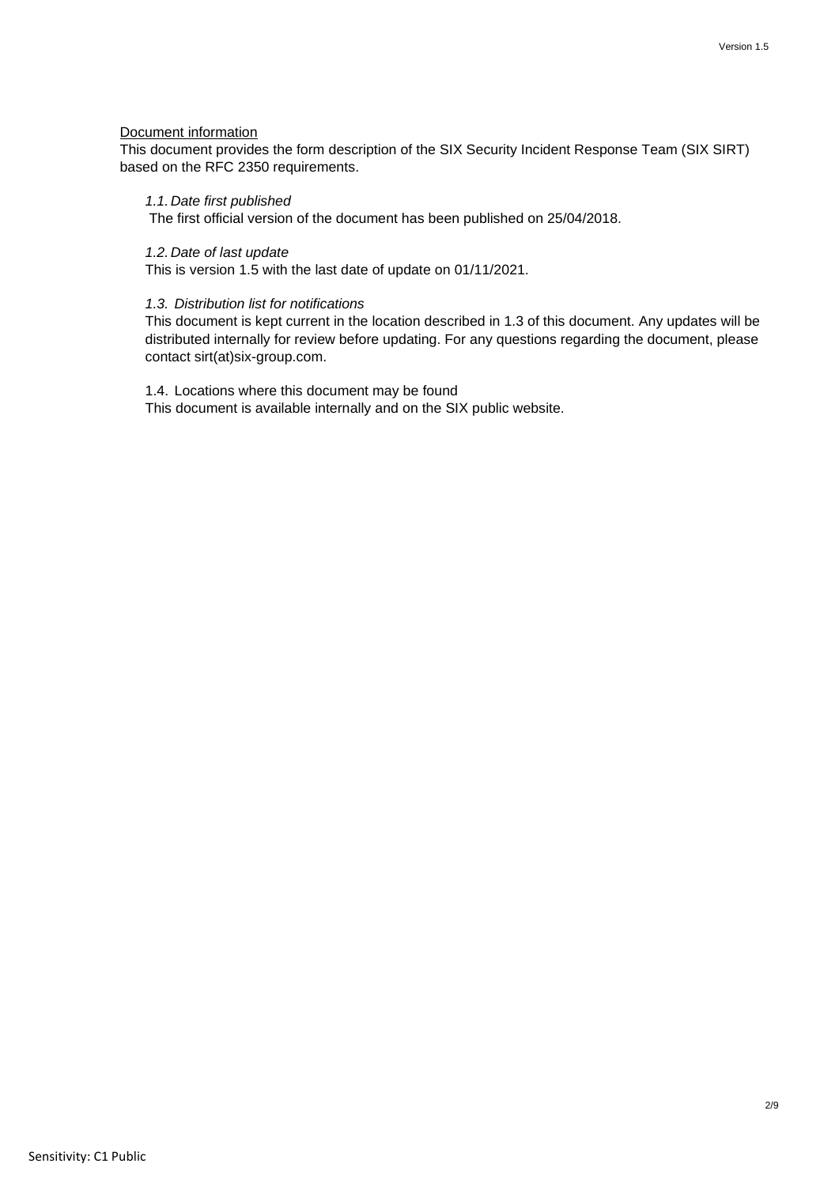Document information

This document provides the form description of the SIX Security Incident Response Team (SIX SIRT) based on the RFC 2350 requirements.

*1.1. Date first published*

The first official version of the document has been published on 25/04/2018.

*1.2. Date of last update*

This is version 1.5 with the last date of update on 01/11/2021.

*1.3. Distribution list for notifications*

This document is kept current in the location described in 1.3 of this document. Any updates will be distributed internally for review before updating. For any questions regarding the document, please contact sirt(at)six-group.com.

1.4. Locations where this document may be found

This document is available internally and on the SIX public website.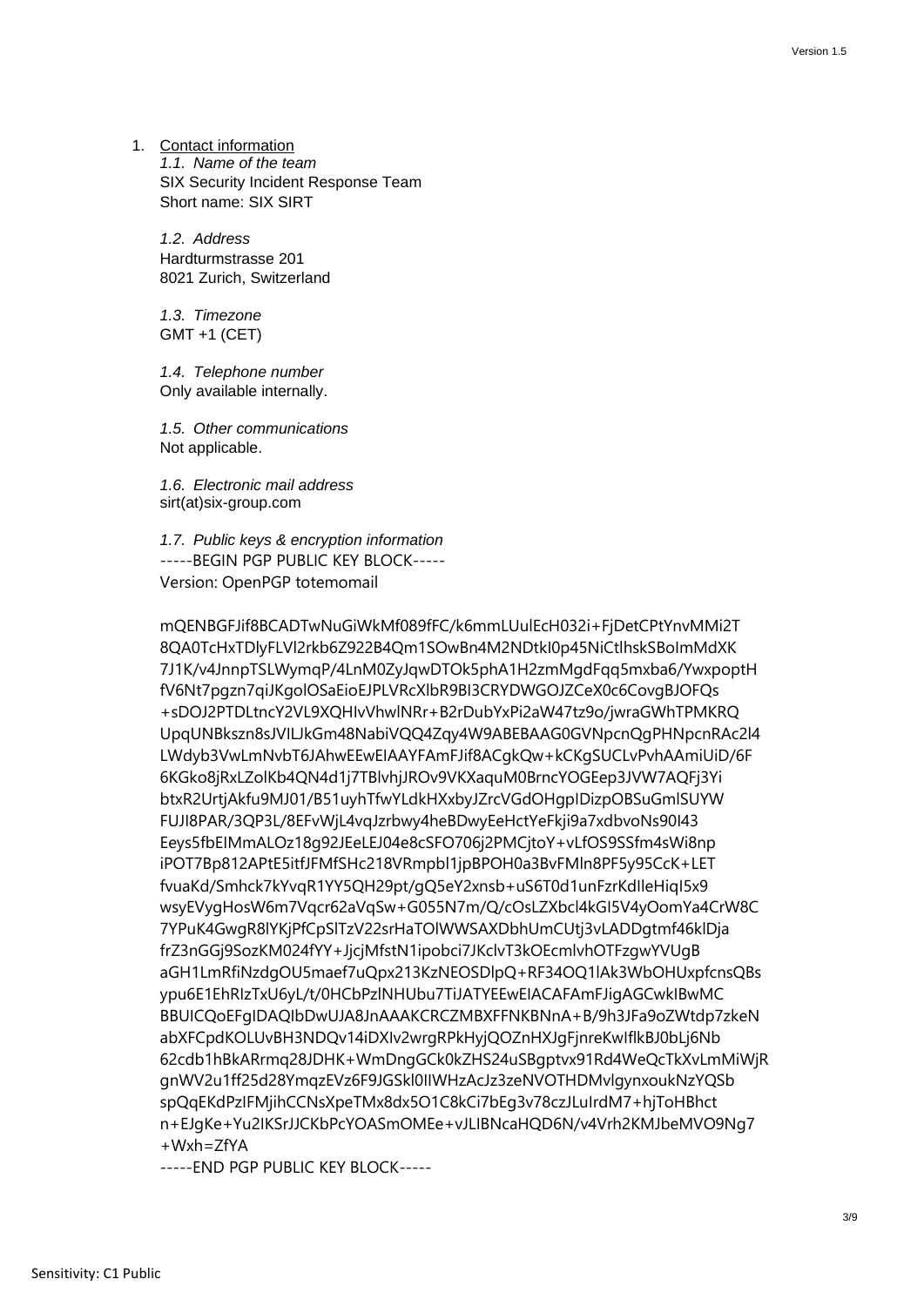1. Contact information

*1.1. Name of the team*
SIX Security Incident Response Team
Short name: SIX SIRT

*1.2. Address*
Hardturmstrasse 201
8021 Zurich, Switzerland

*1.3. Timezone*
GMT +1 (CET)

*1.4. Telephone number*
Only available internally.

*1.5. Other communications*
Not applicable.

*1.6. Electronic mail address*
sirt(at)six-group.com

*1.7. Public keys & encryption information*

```
-----BEGIN PGP PUBLIC KEY BLOCK-----
Version: OpenPGP totemomail

mQENBGFJif8BCADTwNuGiWkMf089fFC/k6mmLUulEcH032i+FjDetCPtYnvMMi2T
8QA0TcHxTDlyFLVl2rkb6Z922B4Qm1SOwBn4M2NDtkI0p45NiCtlhskSBoImMdXK
7J1K/v4JnnpTSLWymqP/4LnM0ZyJqwDTOk5phA1H2zmMgdFqq5mxba6/YwxpoptH
fV6Nt7pgzn7qiJKgolOSaEioEJPLVRcXlbR9BI3CRYDWGOJZCeX0c6CovgBJOFQs
+sDOJ2PTDLtncY2VL9XQHIvVhwlNRr+B2rDubYxPi2aW47tz9o/jwraGWhTPMKRQ
UpqUNBkszn8sJVILJkGm48NabiVQQ4Zqy4W9ABEBAAG0GVNpcnQgPHNpcnRAc2l4
LWdyb3VwLmNvbT6JAhwEEwEIAAYFAmFJif8ACgkQw+kCKgSUCLvPvhAAmiUiD/6F
6KGko8jRxLZolKb4QN4d1j7TBlvhjJROv9VKXaquM0BrncYOGEep3JVW7AQFj3Yi
btxR2UrtjAkfu9MJ01/B51uyhTfwYLdkHXxbyJZrcVGdOHgpIDizpOBSuGmlSUYW
FUJI8PAR/3QP3L/8EFvWjL4vqJzrbwy4heBDwyEeHctYeFkji9a7xdbvoNs90I43
Eeys5fbEIMmALOz18g92JEeLEJ04e8cSFO706j2PMCjtoY+vLfOS9SSfm4sWi8np
iPOT7Bp812APtE5itfJFMfSHc218VRmpbl1jpBPOH0a3BvFMln8PF5y95CcK+LET
fvuaKd/Smhck7kYvqR1YY5QH29pt/gQ5eY2xnsb+uS6T0d1unFzrKdlleHiqI5x9
wsyEVygHosW6m7Vqcr62aVqSw+G055N7m/Q/cOsLZXbcl4kGI5V4yOomYa4CrW8C
7YPuK4GwgR8lYKjPfCpSlTzV22srHaTOlWWSAXDbhUmCUtj3vLADDgtmf46klDja
frZ3nGGj9SozKM024fYY+JjcjMfstN1ipobci7JKclvT3kOEcmlvhOTFzgwYVUgB
aGH1LmRfiNzdgOU5maef7uQpx213KzNEOSDlpQ+RF34OQ1lAk3WbOHUxpfcnsQBs
ypu6E1EhRlzTxU6yL/t/0HCbPzlNHUbu7TiJATYEEwEIACAFAmFJigAGCwkIBwMC
BBUICQoEFgIDAQIbDwUJA8JnAAAKCRCZMBXFFNKBNnA+B/9h3JFa9oZWtdp7zkeN
abXFCpdKOLUvBH3NDQv14iDXIv2wrgRPkHyjQOZnHXJgFjnreKwIflkBJ0bLj6Nb
62cdb1hBkARrmq28JDHK+WmDngGCk0kZHS24uSBgptvx91Rd4WeQcTkXvLmMiWjR
gnWV2u1ff25d28YmqzEVz6F9JGSkl0IIWHzAcJz3zeNVOTHDMvlgynxoukNzYQSb
spQqEKdPzIFMjihCCNsXpeTMx8dx5O1C8kCi7bEg3v78czJLuIrdM7+hjToHBhct
n+EJgKe+Yu2lKSrJJCKbPcYOASmOMEe+vJLIBNcaHQD6N/v4Vrh2KMJbeMVO9Ng7
+Wxh=ZfYA
-----END PGP PUBLIC KEY BLOCK-----
```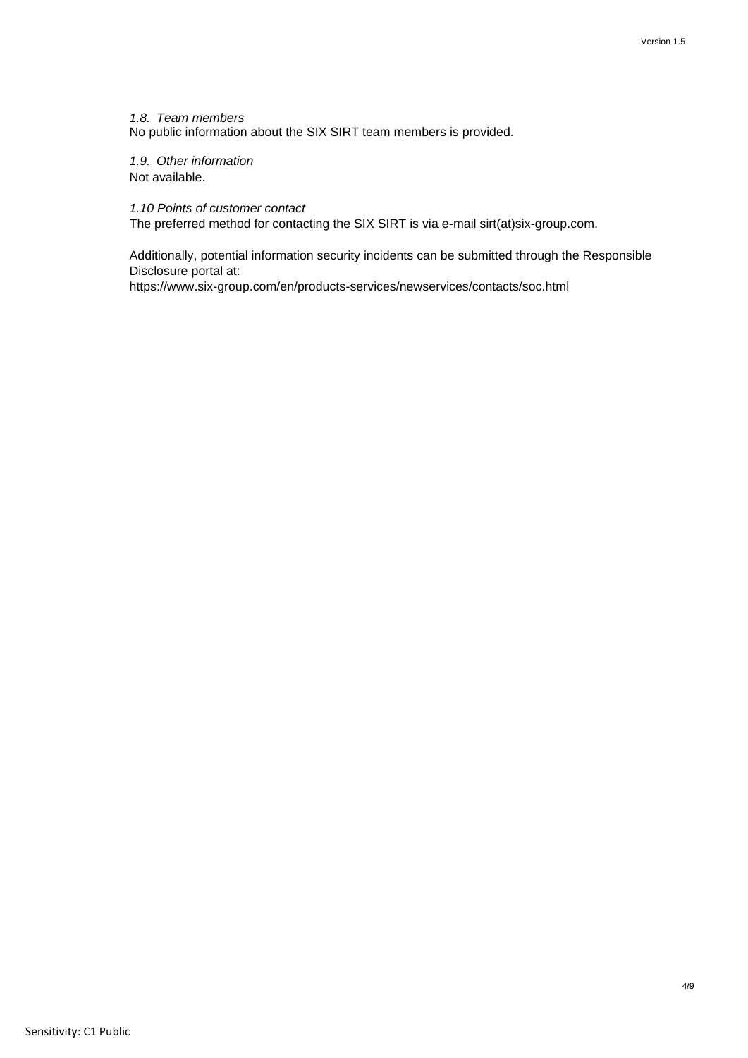### *1.8. Team members*

No public information about the SIX SIRT team members is provided.

### *1.9. Other information*

Not available.

### *1.10 Points of customer contact*

The preferred method for contacting the SIX SIRT is via e-mail sirt(at)six-group.com.

Additionally, potential information security incidents can be submitted through the Responsible Disclosure portal at:
https://www.six-group.com/en/products-services/newservices/contacts/soc.html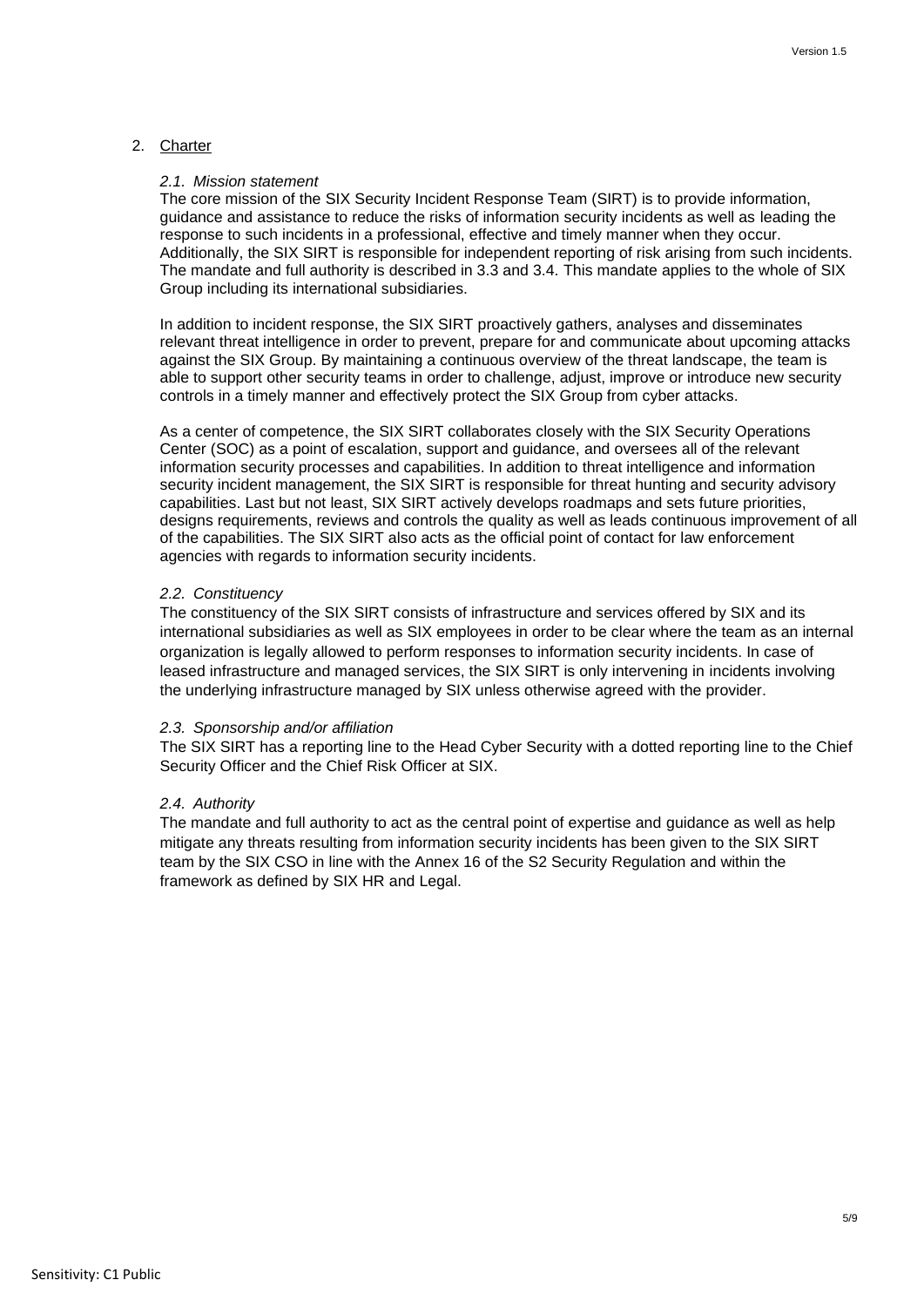## 2. Charter

### *2.1. Mission statement*

The core mission of the SIX Security Incident Response Team (SIRT) is to provide information, guidance and assistance to reduce the risks of information security incidents as well as leading the response to such incidents in a professional, effective and timely manner when they occur. Additionally, the SIX SIRT is responsible for independent reporting of risk arising from such incidents. The mandate and full authority is described in 3.3 and 3.4. This mandate applies to the whole of SIX Group including its international subsidiaries.

In addition to incident response, the SIX SIRT proactively gathers, analyses and disseminates relevant threat intelligence in order to prevent, prepare for and communicate about upcoming attacks against the SIX Group. By maintaining a continuous overview of the threat landscape, the team is able to support other security teams in order to challenge, adjust, improve or introduce new security controls in a timely manner and effectively protect the SIX Group from cyber attacks.

As a center of competence, the SIX SIRT collaborates closely with the SIX Security Operations Center (SOC) as a point of escalation, support and guidance, and oversees all of the relevant information security processes and capabilities. In addition to threat intelligence and information security incident management, the SIX SIRT is responsible for threat hunting and security advisory capabilities. Last but not least, SIX SIRT actively develops roadmaps and sets future priorities, designs requirements, reviews and controls the quality as well as leads continuous improvement of all of the capabilities. The SIX SIRT also acts as the official point of contact for law enforcement agencies with regards to information security incidents.

### *2.2. Constituency*

The constituency of the SIX SIRT consists of infrastructure and services offered by SIX and its international subsidiaries as well as SIX employees in order to be clear where the team as an internal organization is legally allowed to perform responses to information security incidents. In case of leased infrastructure and managed services, the SIX SIRT is only intervening in incidents involving the underlying infrastructure managed by SIX unless otherwise agreed with the provider.

### *2.3. Sponsorship and/or affiliation*

The SIX SIRT has a reporting line to the Head Cyber Security with a dotted reporting line to the Chief Security Officer and the Chief Risk Officer at SIX.

### *2.4. Authority*

The mandate and full authority to act as the central point of expertise and guidance as well as help mitigate any threats resulting from information security incidents has been given to the SIX SIRT team by the SIX CSO in line with the Annex 16 of the S2 Security Regulation and within the framework as defined by SIX HR and Legal.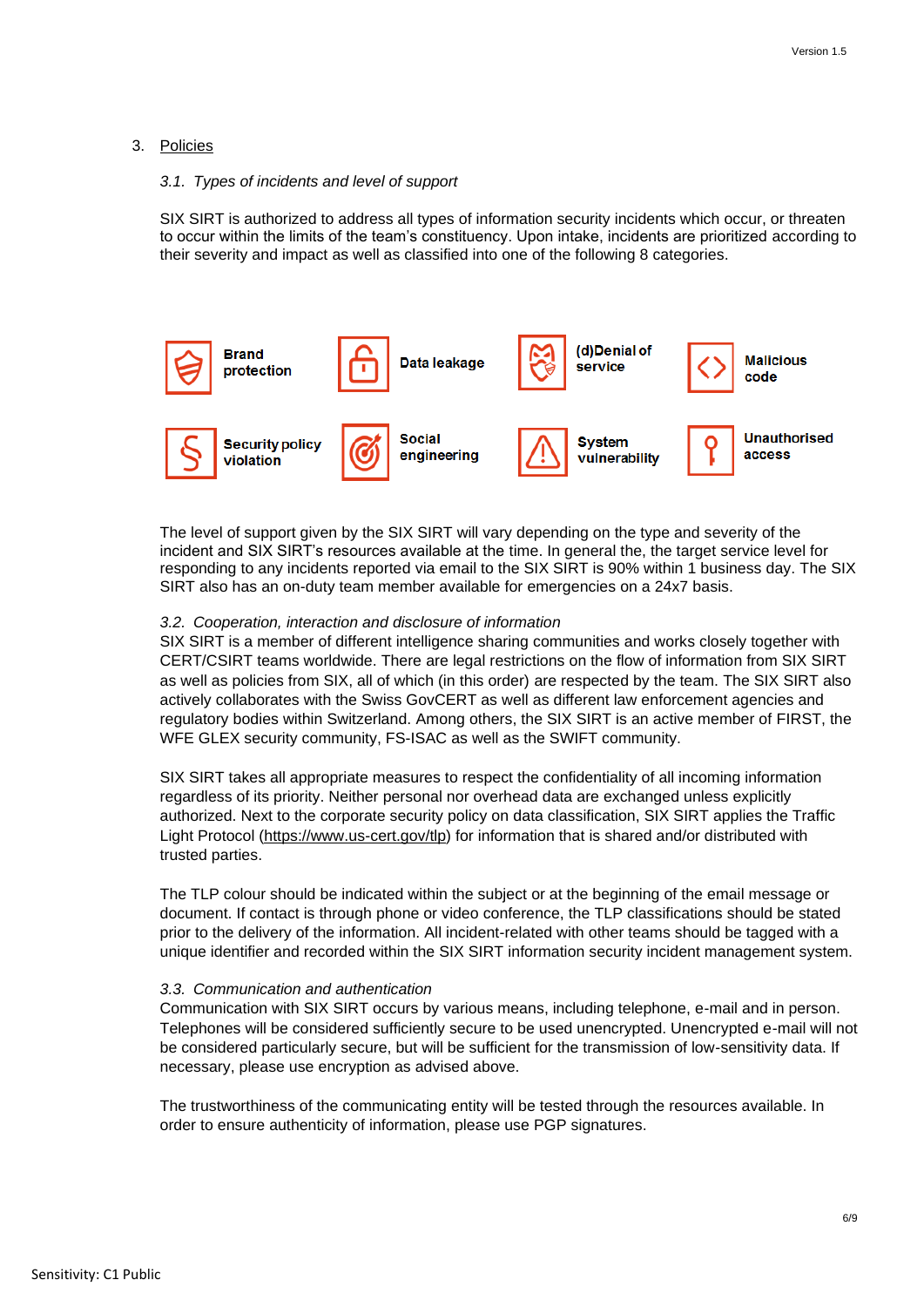## 3. Policies

### *3.1. Types of incidents and level of support*

SIX SIRT is authorized to address all types of information security incidents which occur, or threaten to occur within the limits of the team's constituency. Upon intake, incidents are prioritized according to their severity and impact as well as classified into one of the following 8 categories.

- **Brand protection**
- **Data leakage**
- **(d)Denial of service**
- **Malicious code**
- **Security policy violation**
- **Social engineering**
- **System vulnerability**
- **Unauthorised access**

The level of support given by the SIX SIRT will vary depending on the type and severity of the incident and SIX SIRT's resources available at the time. In general the, the target service level for responding to any incidents reported via email to the SIX SIRT is 90% within 1 business day. The SIX SIRT also has an on-duty team member available for emergencies on a 24x7 basis.

### *3.2. Cooperation, interaction and disclosure of information*

SIX SIRT is a member of different intelligence sharing communities and works closely together with CERT/CSIRT teams worldwide. There are legal restrictions on the flow of information from SIX SIRT as well as policies from SIX, all of which (in this order) are respected by the team. The SIX SIRT also actively collaborates with the Swiss GovCERT as well as different law enforcement agencies and regulatory bodies within Switzerland. Among others, the SIX SIRT is an active member of FIRST, the WFE GLEX security community, FS-ISAC as well as the SWIFT community.

SIX SIRT takes all appropriate measures to respect the confidentiality of all incoming information regardless of its priority. Neither personal nor overhead data are exchanged unless explicitly authorized. Next to the corporate security policy on data classification, SIX SIRT applies the Traffic Light Protocol (https://www.us-cert.gov/tlp) for information that is shared and/or distributed with trusted parties.

The TLP colour should be indicated within the subject or at the beginning of the email message or document. If contact is through phone or video conference, the TLP classifications should be stated prior to the delivery of the information. All incident-related with other teams should be tagged with a unique identifier and recorded within the SIX SIRT information security incident management system.

### *3.3. Communication and authentication*

Communication with SIX SIRT occurs by various means, including telephone, e-mail and in person. Telephones will be considered sufficiently secure to be used unencrypted. Unencrypted e-mail will not be considered particularly secure, but will be sufficient for the transmission of low-sensitivity data. If necessary, please use encryption as advised above.

The trustworthiness of the communicating entity will be tested through the resources available. In order to ensure authenticity of information, please use PGP signatures.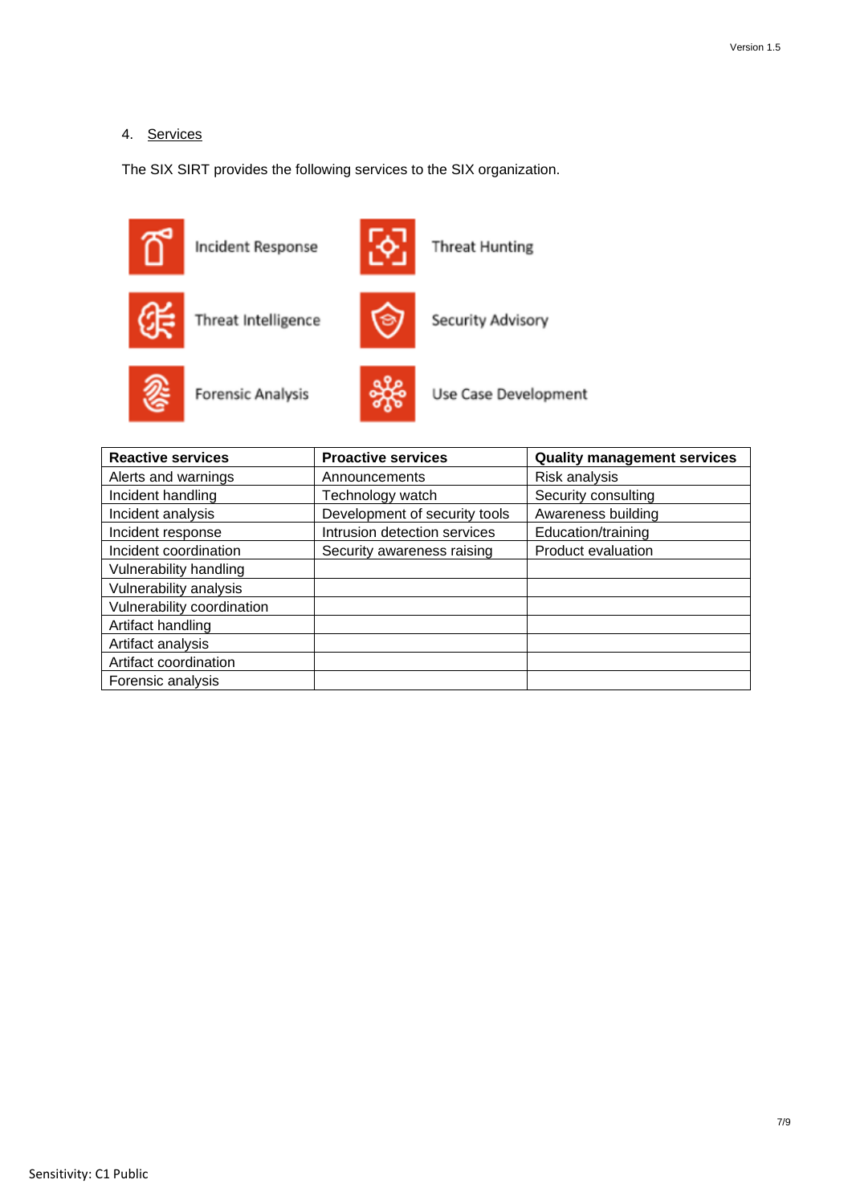## 4. Services

The SIX SIRT provides the following services to the SIX organization.

Incident Response

Threat Hunting

Threat Intelligence

Security Advisory

Forensic Analysis

Use Case Development

| Reactive services | Proactive services | Quality management services |
| --- | --- | --- |
| Alerts and warnings | Announcements | Risk analysis |
| Incident handling | Technology watch | Security consulting |
| Incident analysis | Development of security tools | Awareness building |
| Incident response | Intrusion detection services | Education/training |
| Incident coordination | Security awareness raising | Product evaluation |
| Vulnerability handling | | |
| Vulnerability analysis | | |
| Vulnerability coordination | | |
| Artifact handling | | |
| Artifact analysis | | |
| Artifact coordination | | |
| Forensic analysis | | |

Sensitivity: C1 Public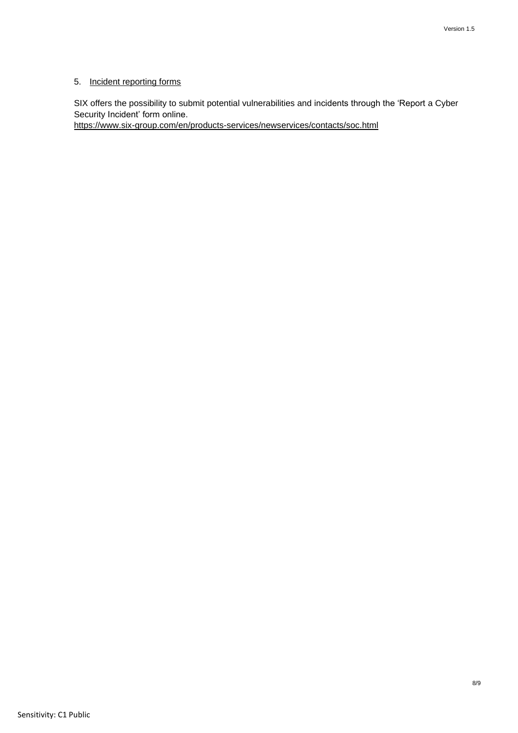## 5. Incident reporting forms

SIX offers the possibility to submit potential vulnerabilities and incidents through the 'Report a Cyber Security Incident' form online.
https://www.six-group.com/en/products-services/newservices/contacts/soc.html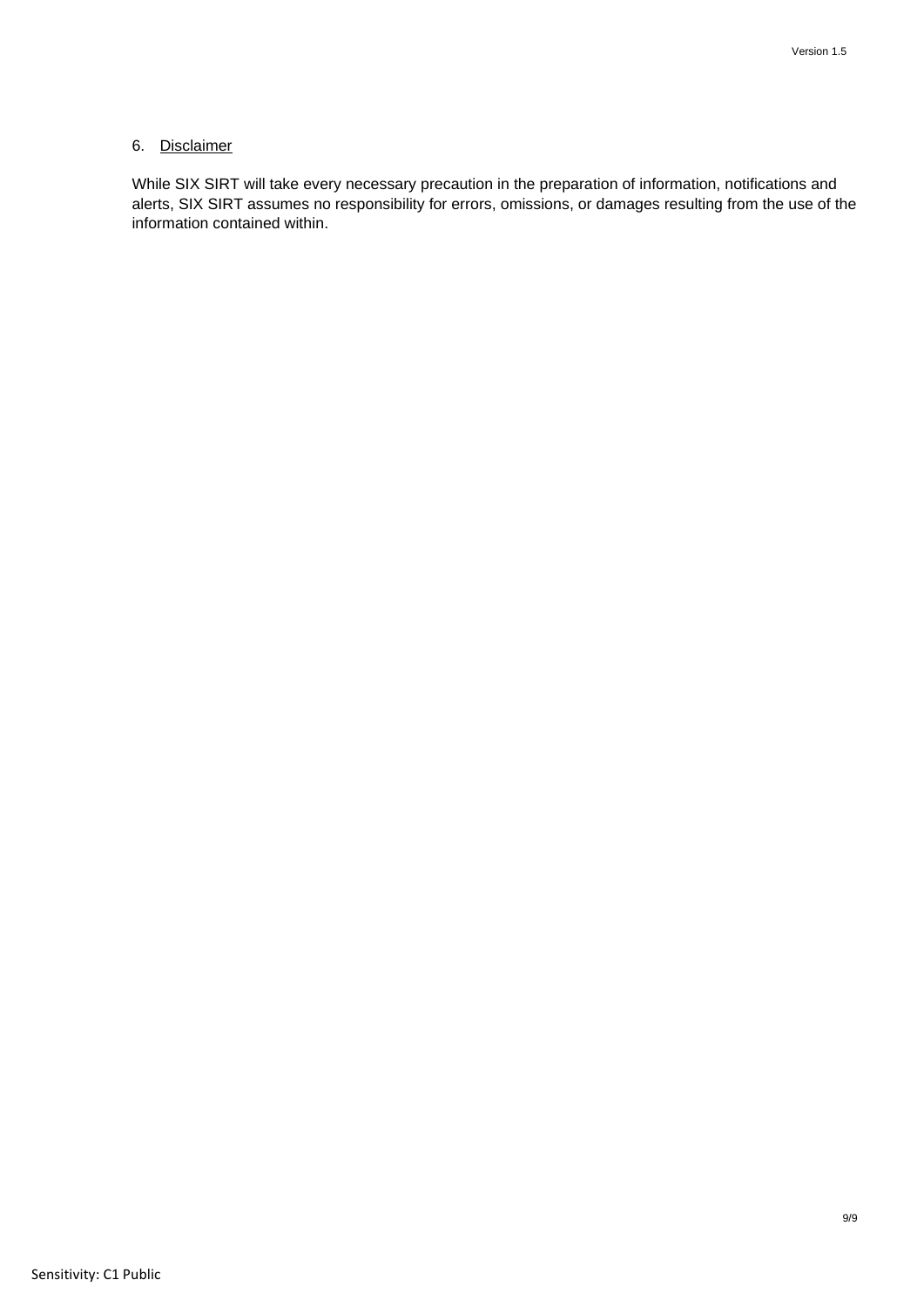## 6. Disclaimer

While SIX SIRT will take every necessary precaution in the preparation of information, notifications and alerts, SIX SIRT assumes no responsibility for errors, omissions, or damages resulting from the use of the information contained within.